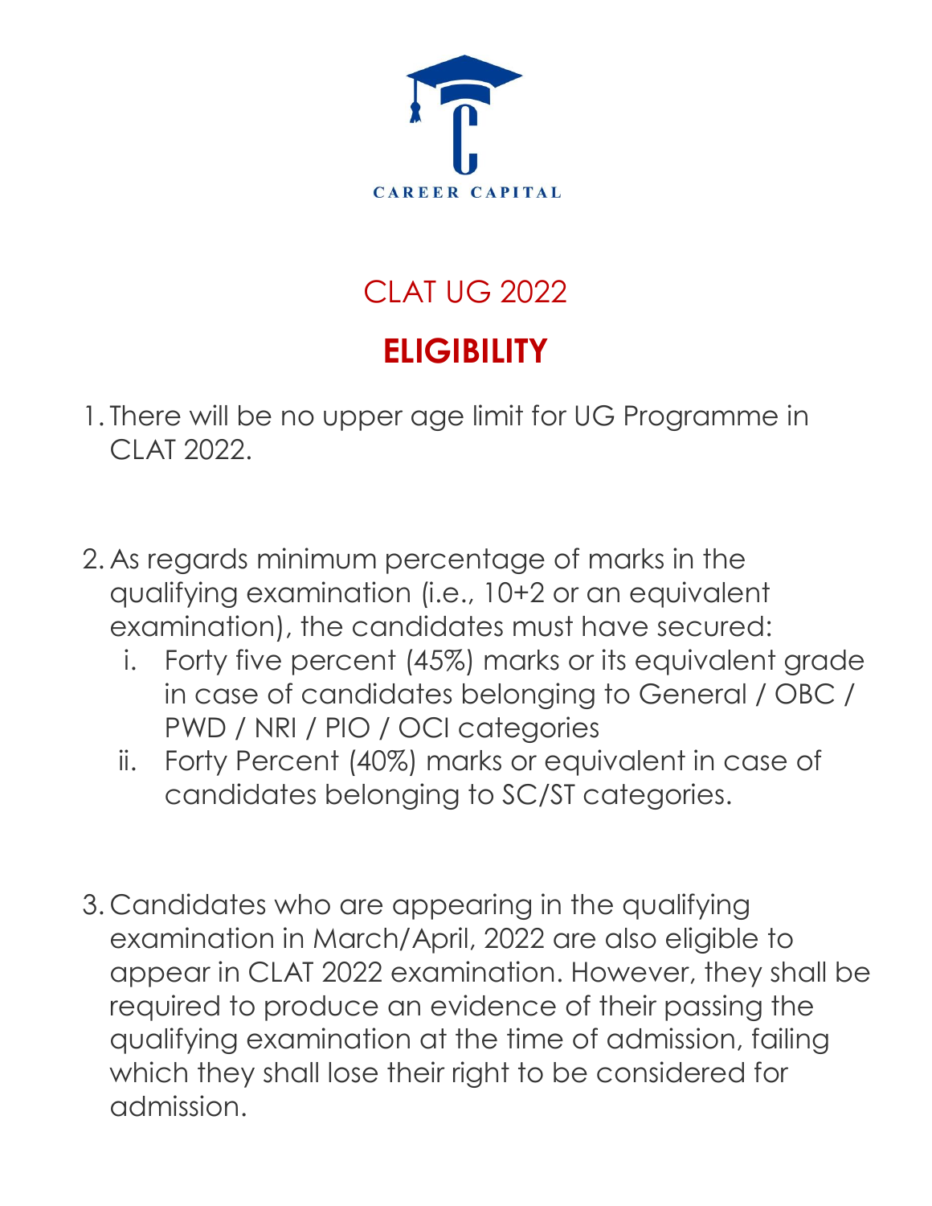CAREER CAPITAL

# CLAT UG 2022

## ELIGIBILITY

1. There will be no upper age limit for UG Programme in CLAT 2022.

2. As regards minimum percentage of marks in the qualifying examination (i.e., 10+2 or an equivalent examination), the candidates must have secured:
   1. Forty five percent (45%) marks or its equivalent grade in case of candidates belonging to General / OBC / PWD / NRI / PIO / OCI categories
   2. Forty Percent (40%) marks or equivalent in case of candidates belonging to SC/ST categories.

3. Candidates who are appearing in the qualifying examination in March/April, 2022 are also eligible to appear in CLAT 2022 examination. However, they shall be required to produce an evidence of their passing the qualifying examination at the time of admission, failing which they shall lose their right to be considered for admission.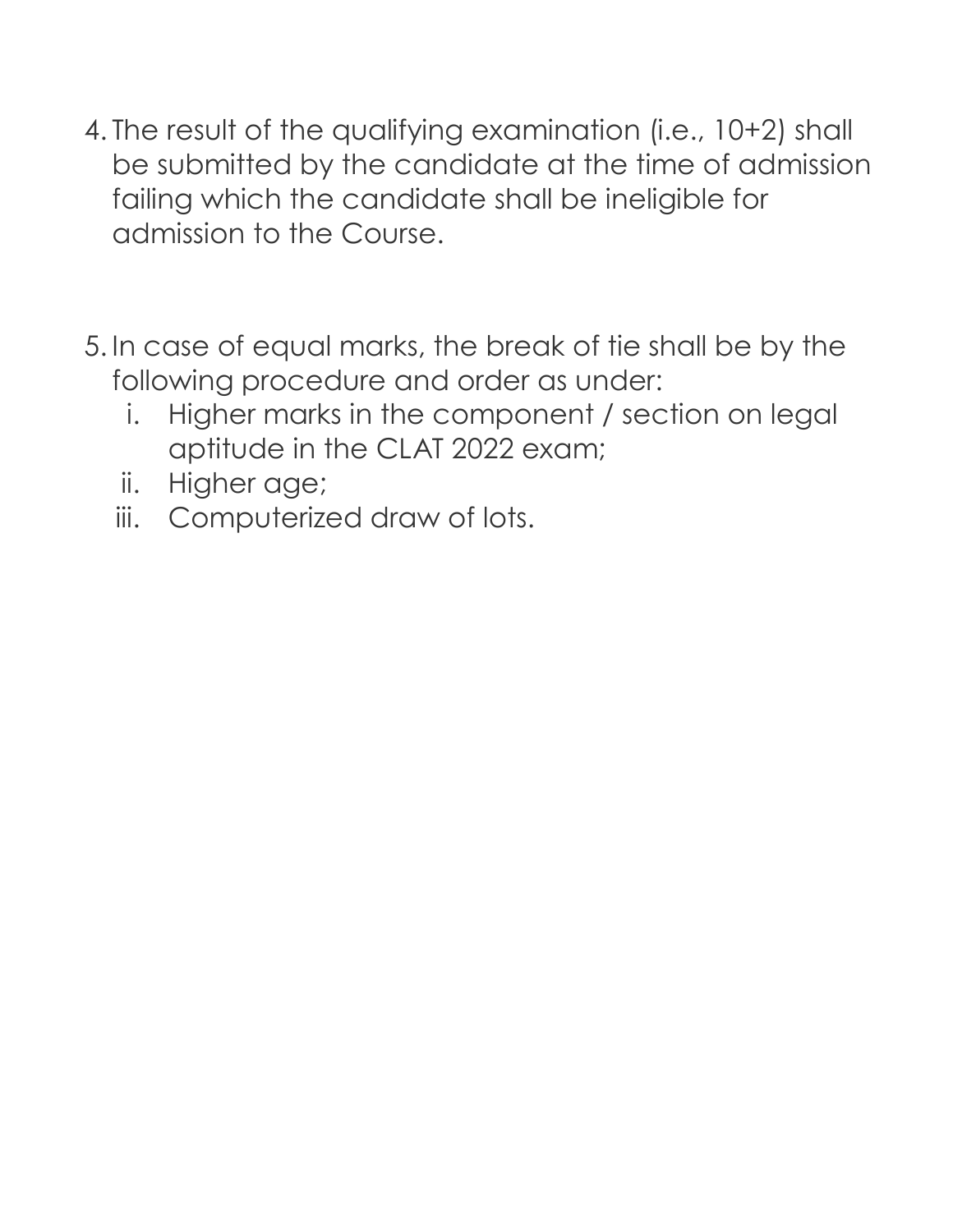4. The result of the qualifying examination (i.e., 10+2) shall be submitted by the candidate at the time of admission failing which the candidate shall be ineligible for admission to the Course.

5. In case of equal marks, the break of tie shall be by the following procedure and order as under:
   i. Higher marks in the component / section on legal aptitude in the CLAT 2022 exam;
   ii. Higher age;
   iii. Computerized draw of lots.